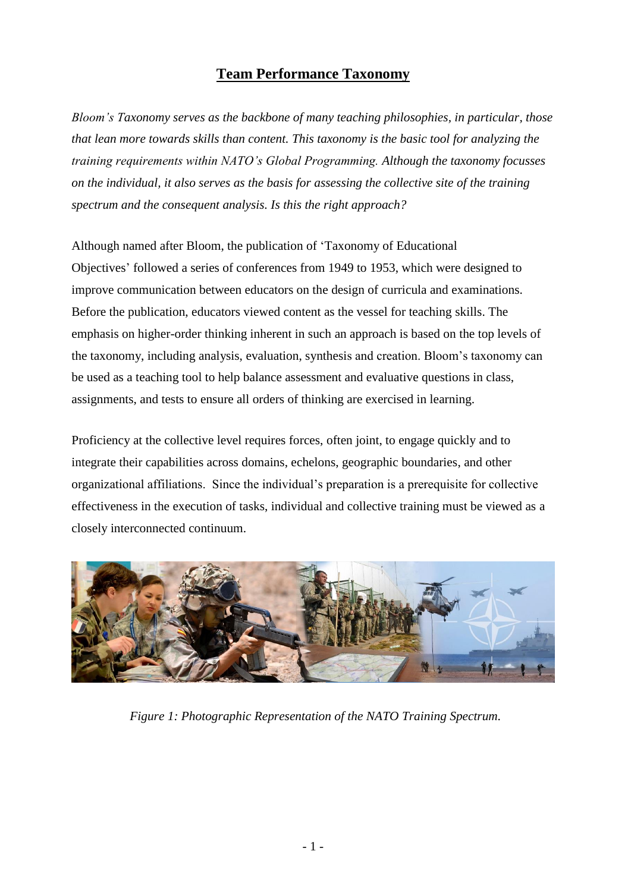# Team Performance Taxonomy

*Bloom's Taxonomy serves as the backbone of many teaching philosophies, in particular, those that lean more towards skills than content. This taxonomy is the basic tool for analyzing the training requirements within NATO's Global Programming. Although the taxonomy focusses on the individual, it also serves as the basis for assessing the collective site of the training spectrum and the consequent analysis. Is this the right approach?*

Although named after Bloom, the publication of 'Taxonomy of Educational Objectives' followed a series of conferences from 1949 to 1953, which were designed to improve communication between educators on the design of curricula and examinations. Before the publication, educators viewed content as the vessel for teaching skills. The emphasis on higher-order thinking inherent in such an approach is based on the top levels of the taxonomy, including analysis, evaluation, synthesis and creation. Bloom's taxonomy can be used as a teaching tool to help balance assessment and evaluative questions in class, assignments, and tests to ensure all orders of thinking are exercised in learning.

Proficiency at the collective level requires forces, often joint, to engage quickly and to integrate their capabilities across domains, echelons, geographic boundaries, and other organizational affiliations. Since the individual's preparation is a prerequisite for collective effectiveness in the execution of tasks, individual and collective training must be viewed as a closely interconnected continuum.

*Figure 1: Photographic Representation of the NATO Training Spectrum.*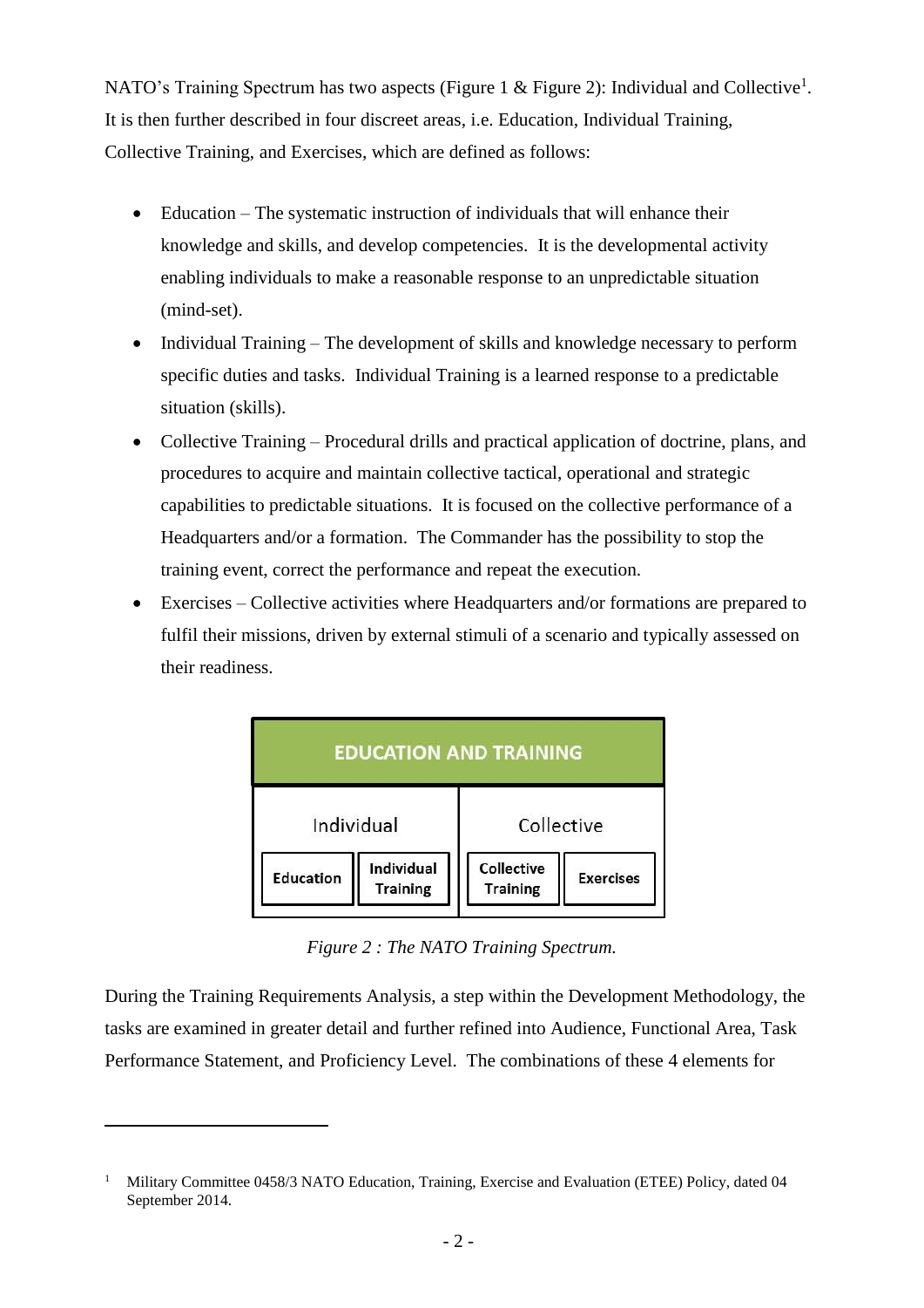NATO's Training Spectrum has two aspects (Figure 1 & Figure 2): Individual and Collective[1]. It is then further described in four discreet areas, i.e. Education, Individual Training, Collective Training, and Exercises, which are defined as follows:

- Education – The systematic instruction of individuals that will enhance their knowledge and skills, and develop competencies. It is the developmental activity enabling individuals to make a reasonable response to an unpredictable situation (mind-set).
- Individual Training – The development of skills and knowledge necessary to perform specific duties and tasks. Individual Training is a learned response to a predictable situation (skills).
- Collective Training – Procedural drills and practical application of doctrine, plans, and procedures to acquire and maintain collective tactical, operational and strategic capabilities to predictable situations. It is focused on the collective performance of a Headquarters and/or a formation. The Commander has the possibility to stop the training event, correct the performance and repeat the execution.
- Exercises – Collective activities where Headquarters and/or formations are prepared to fulfil their missions, driven by external stimuli of a scenario and typically assessed on their readiness.

| EDUCATION AND TRAINING | | | |
|---|---|---|---|
| Individual | | Collective | |
| Education | Individual Training | Collective Training | Exercises |

*Figure 2 : The NATO Training Spectrum.*

During the Training Requirements Analysis, a step within the Development Methodology, the tasks are examined in greater detail and further refined into Audience, Functional Area, Task Performance Statement, and Proficiency Level. The combinations of these 4 elements for

[1] Military Committee 0458/3 NATO Education, Training, Exercise and Evaluation (ETEE) Policy, dated 04 September 2014.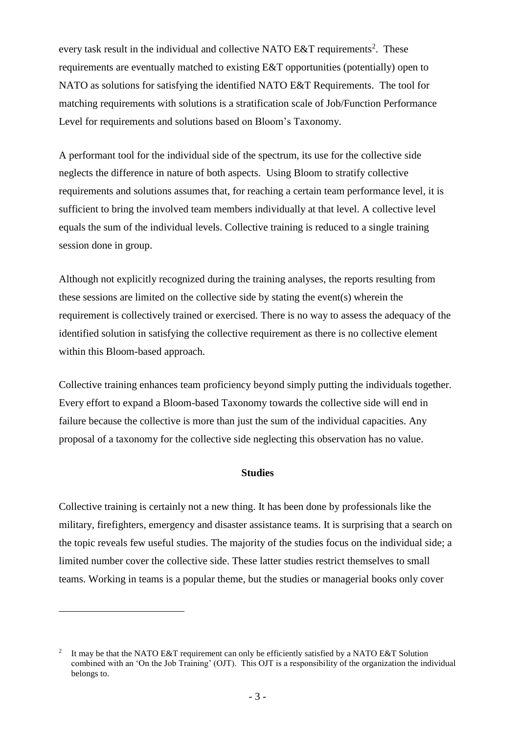every task result in the individual and collective NATO E&T requirements[2]. These requirements are eventually matched to existing E&T opportunities (potentially) open to NATO as solutions for satisfying the identified NATO E&T Requirements. The tool for matching requirements with solutions is a stratification scale of Job/Function Performance Level for requirements and solutions based on Bloom's Taxonomy.

A performant tool for the individual side of the spectrum, its use for the collective side neglects the difference in nature of both aspects. Using Bloom to stratify collective requirements and solutions assumes that, for reaching a certain team performance level, it is sufficient to bring the involved team members individually at that level. A collective level equals the sum of the individual levels. Collective training is reduced to a single training session done in group.

Although not explicitly recognized during the training analyses, the reports resulting from these sessions are limited on the collective side by stating the event(s) wherein the requirement is collectively trained or exercised. There is no way to assess the adequacy of the identified solution in satisfying the collective requirement as there is no collective element within this Bloom-based approach.

Collective training enhances team proficiency beyond simply putting the individuals together. Every effort to expand a Bloom-based Taxonomy towards the collective side will end in failure because the collective is more than just the sum of the individual capacities. Any proposal of a taxonomy for the collective side neglecting this observation has no value.

## Studies

Collective training is certainly not a new thing. It has been done by professionals like the military, firefighters, emergency and disaster assistance teams. It is surprising that a search on the topic reveals few useful studies. The majority of the studies focus on the individual side; a limited number cover the collective side. These latter studies restrict themselves to small teams. Working in teams is a popular theme, but the studies or managerial books only cover

---

[2] It may be that the NATO E&T requirement can only be efficiently satisfied by a NATO E&T Solution combined with an 'On the Job Training' (OJT). This OJT is a responsibility of the organization the individual belongs to.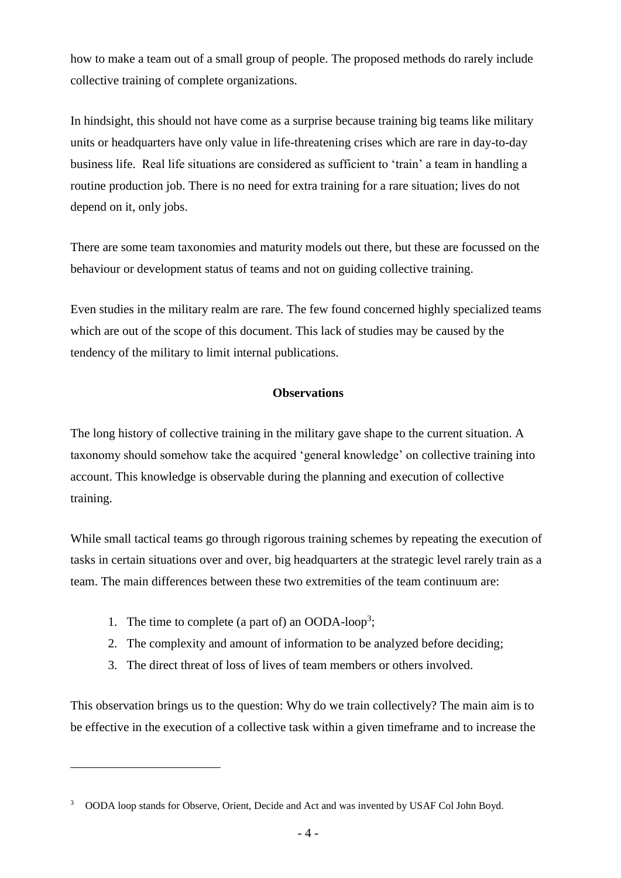how to make a team out of a small group of people. The proposed methods do rarely include collective training of complete organizations.

In hindsight, this should not have come as a surprise because training big teams like military units or headquarters have only value in life-threatening crises which are rare in day-to-day business life. Real life situations are considered as sufficient to 'train' a team in handling a routine production job. There is no need for extra training for a rare situation; lives do not depend on it, only jobs.

There are some team taxonomies and maturity models out there, but these are focussed on the behaviour or development status of teams and not on guiding collective training.

Even studies in the military realm are rare. The few found concerned highly specialized teams which are out of the scope of this document. This lack of studies may be caused by the tendency of the military to limit internal publications.

**Observations**

The long history of collective training in the military gave shape to the current situation. A taxonomy should somehow take the acquired 'general knowledge' on collective training into account. This knowledge is observable during the planning and execution of collective training.

While small tactical teams go through rigorous training schemes by repeating the execution of tasks in certain situations over and over, big headquarters at the strategic level rarely train as a team. The main differences between these two extremities of the team continuum are:

1. The time to complete (a part of) an OODA-loop[3];
2. The complexity and amount of information to be analyzed before deciding;
3. The direct threat of loss of lives of team members or others involved.

This observation brings us to the question: Why do we train collectively? The main aim is to be effective in the execution of a collective task within a given timeframe and to increase the

[3] OODA loop stands for Observe, Orient, Decide and Act and was invented by USAF Col John Boyd.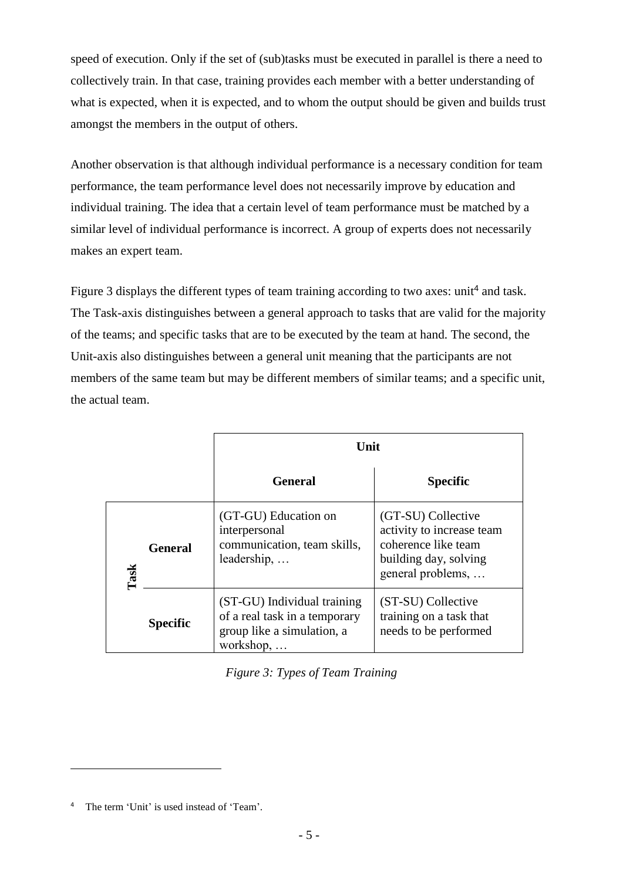speed of execution. Only if the set of (sub)tasks must be executed in parallel is there a need to collectively train. In that case, training provides each member with a better understanding of what is expected, when it is expected, and to whom the output should be given and builds trust amongst the members in the output of others.

Another observation is that although individual performance is a necessary condition for team performance, the team performance level does not necessarily improve by education and individual training. The idea that a certain level of team performance must be matched by a similar level of individual performance is incorrect. A group of experts does not necessarily makes an expert team.

Figure 3 displays the different types of team training according to two axes: unit[4] and task. The Task-axis distinguishes between a general approach to tasks that are valid for the majority of the teams; and specific tasks that are to be executed by the team at hand. The second, the Unit-axis also distinguishes between a general unit meaning that the participants are not members of the same team but may be different members of similar teams; and a specific unit, the actual team.

| | | **Unit** | |
|---|---|---|---|
| | | **General** | **Specific** |
| **Task** | **General** | (GT-GU) Education on interpersonal communication, team skills, leadership, … | (GT-SU) Collective activity to increase team coherence like team building day, solving general problems, … |
| | **Specific** | (ST-GU) Individual training of a real task in a temporary group like a simulation, a workshop, … | (ST-SU) Collective training on a task that needs to be performed |

*Figure 3: Types of Team Training*

[4] The term 'Unit' is used instead of 'Team'.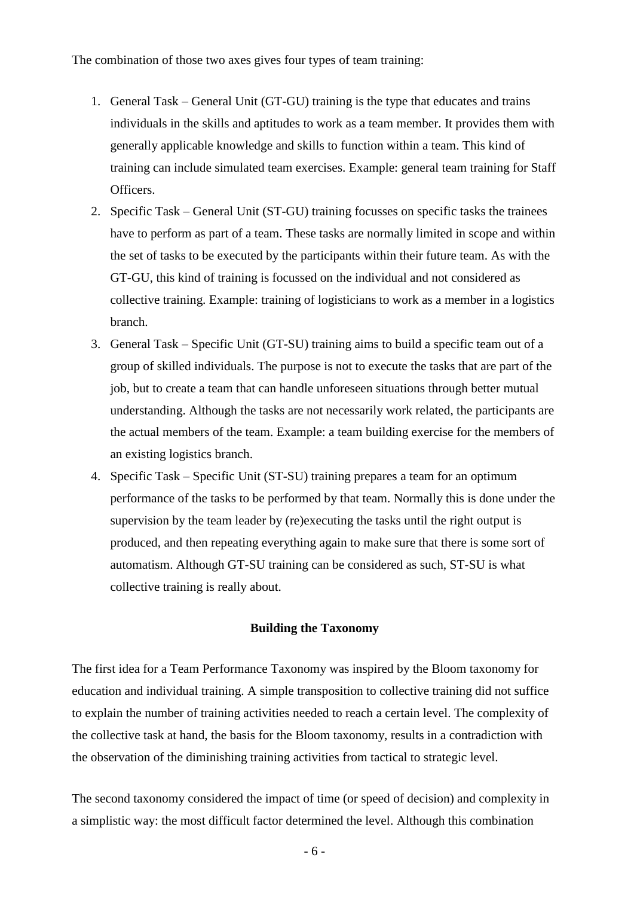The combination of those two axes gives four types of team training:

1. General Task – General Unit (GT-GU) training is the type that educates and trains individuals in the skills and aptitudes to work as a team member. It provides them with generally applicable knowledge and skills to function within a team. This kind of training can include simulated team exercises. Example: general team training for Staff Officers.
2. Specific Task – General Unit (ST-GU) training focusses on specific tasks the trainees have to perform as part of a team. These tasks are normally limited in scope and within the set of tasks to be executed by the participants within their future team. As with the GT-GU, this kind of training is focussed on the individual and not considered as collective training. Example: training of logisticians to work as a member in a logistics branch.
3. General Task – Specific Unit (GT-SU) training aims to build a specific team out of a group of skilled individuals. The purpose is not to execute the tasks that are part of the job, but to create a team that can handle unforeseen situations through better mutual understanding. Although the tasks are not necessarily work related, the participants are the actual members of the team. Example: a team building exercise for the members of an existing logistics branch.
4. Specific Task – Specific Unit (ST-SU) training prepares a team for an optimum performance of the tasks to be performed by that team. Normally this is done under the supervision by the team leader by (re)executing the tasks until the right output is produced, and then repeating everything again to make sure that there is some sort of automatism. Although GT-SU training can be considered as such, ST-SU is what collective training is really about.

## Building the Taxonomy

The first idea for a Team Performance Taxonomy was inspired by the Bloom taxonomy for education and individual training. A simple transposition to collective training did not suffice to explain the number of training activities needed to reach a certain level. The complexity of the collective task at hand, the basis for the Bloom taxonomy, results in a contradiction with the observation of the diminishing training activities from tactical to strategic level.

The second taxonomy considered the impact of time (or speed of decision) and complexity in a simplistic way: the most difficult factor determined the level. Although this combination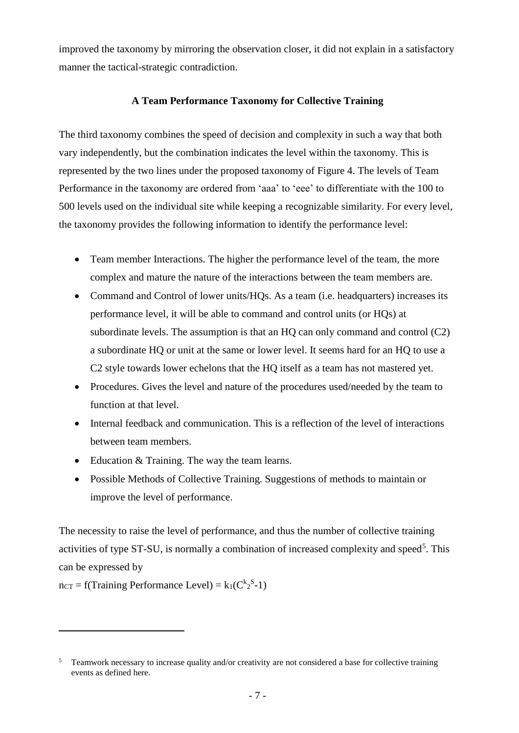improved the taxonomy by mirroring the observation closer, it did not explain in a satisfactory manner the tactical-strategic contradiction.

### A Team Performance Taxonomy for Collective Training

The third taxonomy combines the speed of decision and complexity in such a way that both vary independently, but the combination indicates the level within the taxonomy. This is represented by the two lines under the proposed taxonomy of Figure 4. The levels of Team Performance in the taxonomy are ordered from 'aaa' to 'eee' to differentiate with the 100 to 500 levels used on the individual site while keeping a recognizable similarity. For every level, the taxonomy provides the following information to identify the performance level:

- Team member Interactions. The higher the performance level of the team, the more complex and mature the nature of the interactions between the team members are.
- Command and Control of lower units/HQs. As a team (i.e. headquarters) increases its performance level, it will be able to command and control units (or HQs) at subordinate levels. The assumption is that an HQ can only command and control (C2) a subordinate HQ or unit at the same or lower level. It seems hard for an HQ to use a C2 style towards lower echelons that the HQ itself as a team has not mastered yet.
- Procedures. Gives the level and nature of the procedures used/needed by the team to function at that level.
- Internal feedback and communication. This is a reflection of the level of interactions between team members.
- Education & Training. The way the team learns.
- Possible Methods of Collective Training. Suggestions of methods to maintain or improve the level of performance.

The necessity to raise the level of performance, and thus the number of collective training activities of type ST-SU, is normally a combination of increased complexity and speed[5]. This can be expressed by

$n_{CT}$ = f(Training Performance Level) = $k_1(C^{k_2 S}-1)$

---

[5] Teamwork necessary to increase quality and/or creativity are not considered a base for collective training events as defined here.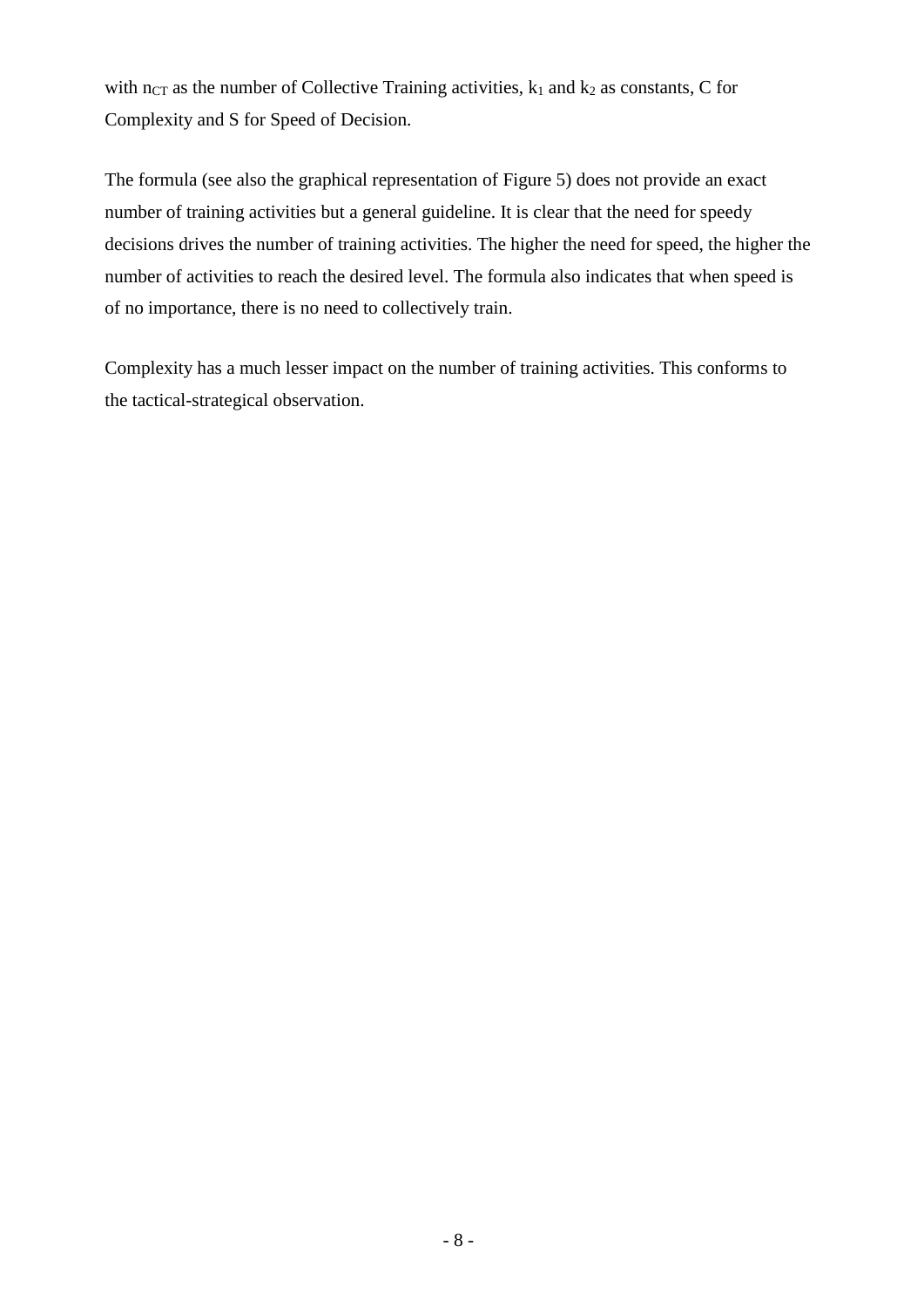with $n_{CT}$ as the number of Collective Training activities, $k_1$ and $k_2$ as constants, C for Complexity and S for Speed of Decision.

The formula (see also the graphical representation of Figure 5) does not provide an exact number of training activities but a general guideline. It is clear that the need for speedy decisions drives the number of training activities. The higher the need for speed, the higher the number of activities to reach the desired level. The formula also indicates that when speed is of no importance, there is no need to collectively train.

Complexity has a much lesser impact on the number of training activities. This conforms to the tactical-strategical observation.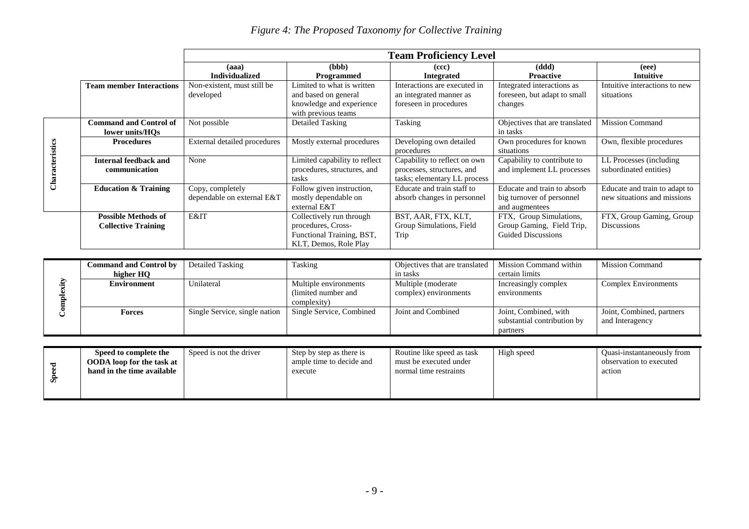*Figure 4: The Proposed Taxonomy for Collective Training*

| | | Team Proficiency Level | | | | |
|---|---|---|---|---|---|---|
| | | (aaa) Individualized | (bbb) Programmed | (ccc) Integrated | (ddd) Proactive | (eee) Intuitive |
| | **Team member Interactions** | Non-existent, must still be developed | Limited to what is written and based on general knowledge and experience with previous teams | Interactions are executed in an integrated manner as foreseen in procedures | Integrated interactions as foreseen, but adapt to small changes | Intuitive interactions to new situations |
| **Characteristics** | **Command and Control of lower units/HQs** | Not possible | Detailed Tasking | Tasking | Objectives that are translated in tasks | Mission Command |
| **Characteristics** | **Procedures** | External detailed procedures | Mostly external procedures | Developing own detailed procedures | Own procedures for known situations | Own, flexible procedures |
| **Characteristics** | **Internal feedback and communication** | None | Limited capability to reflect procedures, structures, and tasks | Capability to reflect on own processes, structures, and tasks; elementary LL process | Capability to contribute to and implement LL processes | LL Processes (including subordinated entities) |
| **Characteristics** | **Education & Training** | Copy, completely dependable on external E&T | Follow given instruction, mostly dependable on external E&T | Educate and train staff to absorb changes in personnel | Educate and train to absorb big turnover of personnel and augmentees | Educate and train to adapt to new situations and missions |
| | **Possible Methods of Collective Training** | E&IT | Collectively run through procedures, Cross-Functional Training, BST, KLT, Demos, Role Play | BST, AAR, FTX, KLT, Group Simulations, Field Trip | FTX, Group Simulations, Group Gaming, Field Trip, Guided Discussions | FTX, Group Gaming, Group Discussions |
| **Complexity** | **Command and Control by higher HQ** | Detailed Tasking | Tasking | Objectives that are translated in tasks | Mission Command within certain limits | Mission Command |
| **Complexity** | **Environment** | Unilateral | Multiple environments (limited number and complexity) | Multiple (moderate complex) environments | Increasingly complex environments | Complex Environments |
| **Complexity** | **Forces** | Single Service, single nation | Single Service, Combined | Joint and Combined | Joint, Combined, with substantial contribution by partners | Joint, Combined, partners and Interagency |
| **Speed** | **Speed to complete the OODA loop for the task at hand in the time available** | Speed is not the driver | Step by step as there is ample time to decide and execute | Routine like speed as task must be executed under normal time restraints | High speed | Quasi-instantaneously from observation to executed action |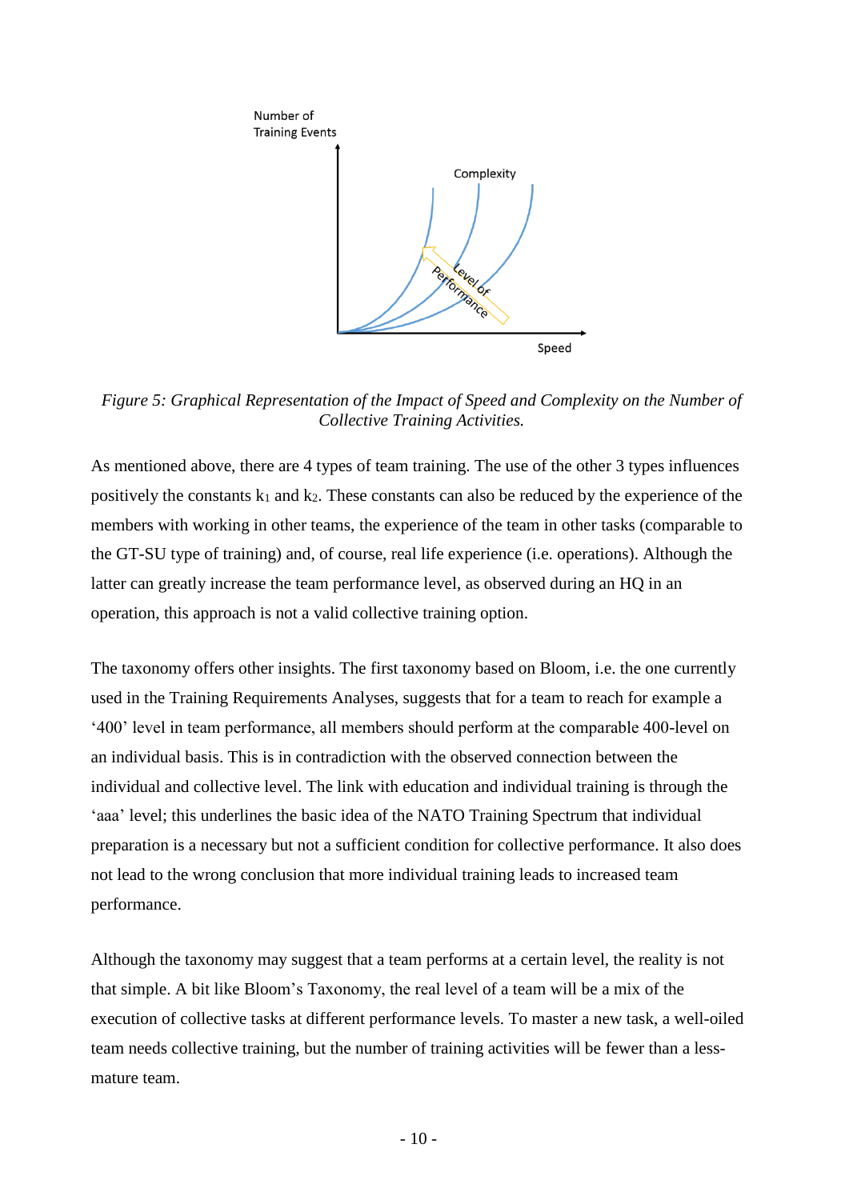*Figure 5: Graphical Representation of the Impact of Speed and Complexity on the Number of Collective Training Activities.*

As mentioned above, there are 4 types of team training. The use of the other 3 types influences positively the constants $k_1$ and $k_2$. These constants can also be reduced by the experience of the members with working in other teams, the experience of the team in other tasks (comparable to the GT-SU type of training) and, of course, real life experience (i.e. operations). Although the latter can greatly increase the team performance level, as observed during an HQ in an operation, this approach is not a valid collective training option.

The taxonomy offers other insights. The first taxonomy based on Bloom, i.e. the one currently used in the Training Requirements Analyses, suggests that for a team to reach for example a '400' level in team performance, all members should perform at the comparable 400-level on an individual basis. This is in contradiction with the observed connection between the individual and collective level. The link with education and individual training is through the 'aaa' level; this underlines the basic idea of the NATO Training Spectrum that individual preparation is a necessary but not a sufficient condition for collective performance. It also does not lead to the wrong conclusion that more individual training leads to increased team performance.

Although the taxonomy may suggest that a team performs at a certain level, the reality is not that simple. A bit like Bloom's Taxonomy, the real level of a team will be a mix of the execution of collective tasks at different performance levels. To master a new task, a well-oiled team needs collective training, but the number of training activities will be fewer than a less-mature team.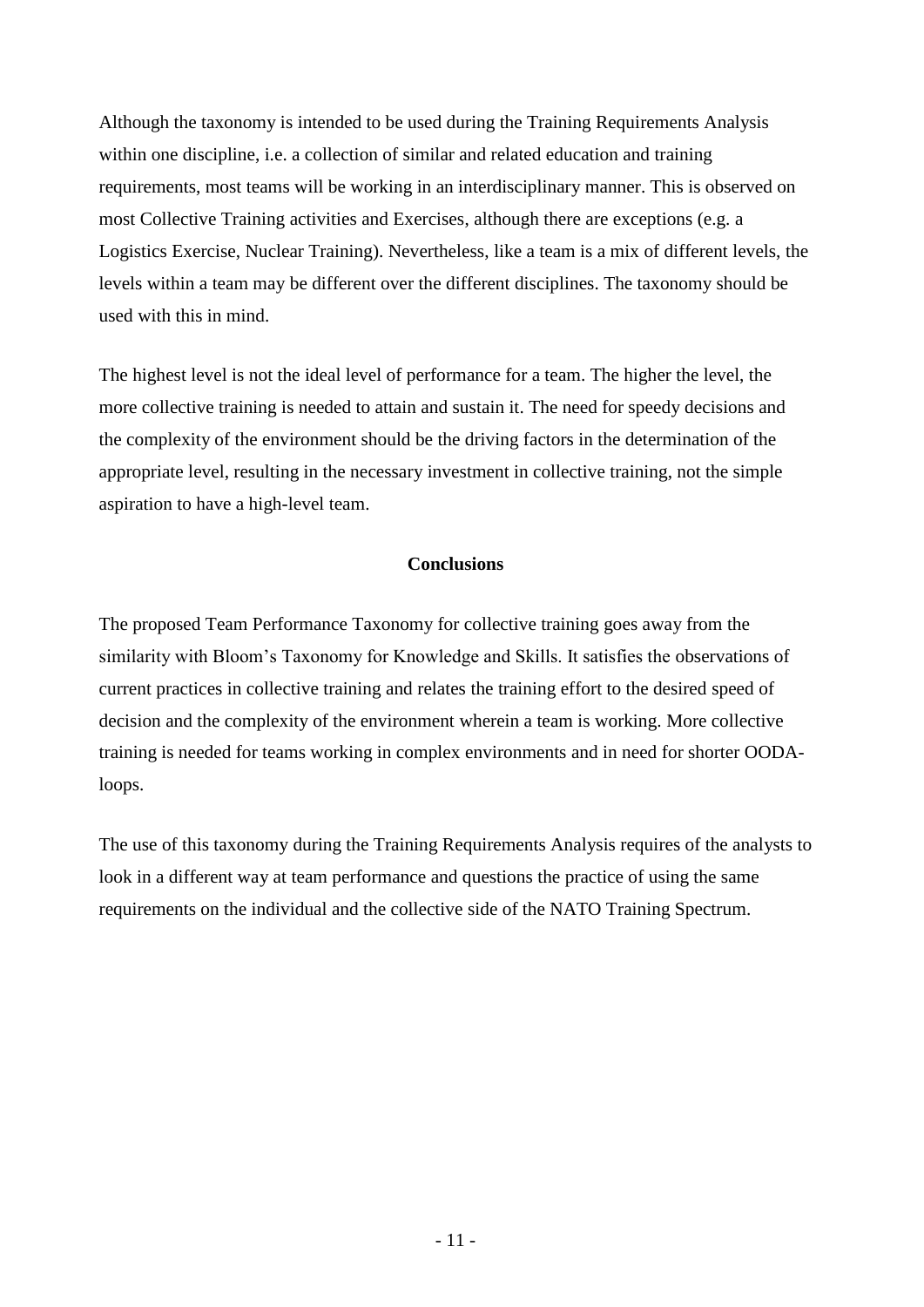Although the taxonomy is intended to be used during the Training Requirements Analysis within one discipline, i.e. a collection of similar and related education and training requirements, most teams will be working in an interdisciplinary manner. This is observed on most Collective Training activities and Exercises, although there are exceptions (e.g. a Logistics Exercise, Nuclear Training). Nevertheless, like a team is a mix of different levels, the levels within a team may be different over the different disciplines. The taxonomy should be used with this in mind.

The highest level is not the ideal level of performance for a team. The higher the level, the more collective training is needed to attain and sustain it. The need for speedy decisions and the complexity of the environment should be the driving factors in the determination of the appropriate level, resulting in the necessary investment in collective training, not the simple aspiration to have a high-level team.

## Conclusions

The proposed Team Performance Taxonomy for collective training goes away from the similarity with Bloom's Taxonomy for Knowledge and Skills. It satisfies the observations of current practices in collective training and relates the training effort to the desired speed of decision and the complexity of the environment wherein a team is working. More collective training is needed for teams working in complex environments and in need for shorter OODA-loops.

The use of this taxonomy during the Training Requirements Analysis requires of the analysts to look in a different way at team performance and questions the practice of using the same requirements on the individual and the collective side of the NATO Training Spectrum.